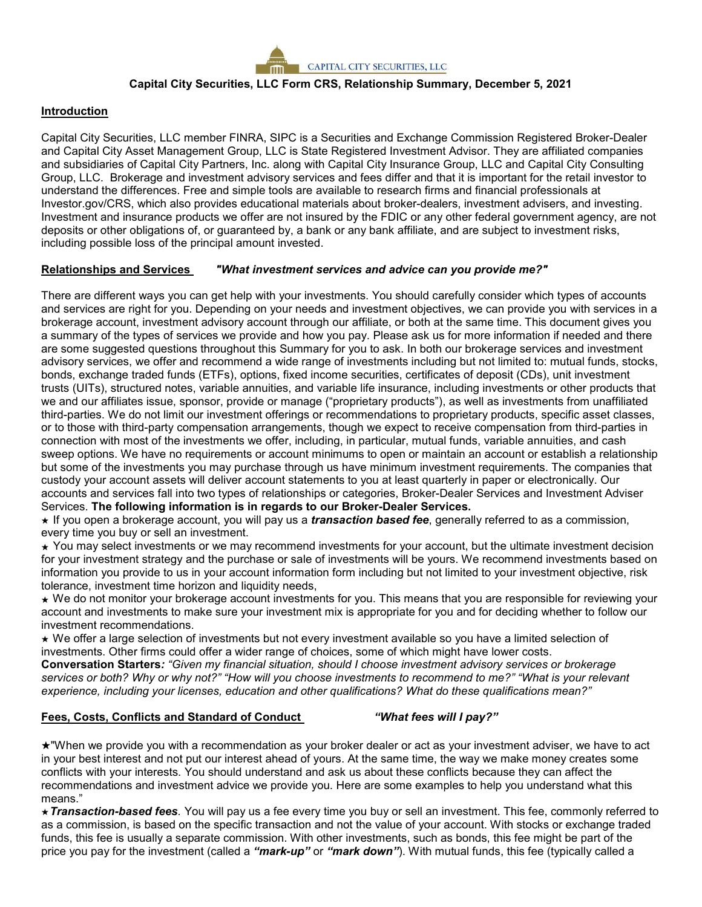CAPITAL CITY SECURITIES, LLC

**Capital City Securities, LLC Form CRS, Relationship Summary, December 5, 2021**

**Introduction**

Capital City Securities, LLC member FINRA, SIPC is a Securities and Exchange Commission Registered Broker-Dealer and Capital City Asset Management Group, LLC is State Registered Investment Advisor. They are affiliated companies and subsidiaries of Capital City Partners, Inc. along with Capital City Insurance Group, LLC and Capital City Consulting Group, LLC. Brokerage and investment advisory services and fees differ and that it is important for the retail investor to understand the differences. Free and simple tools are available to research firms and financial professionals at Investor.gov/CRS, which also provides educational materials about broker-dealers, investment advisers, and investing. Investment and insurance products we offer are not insured by the FDIC or any other federal government agency, are not deposits or other obligations of, or guaranteed by, a bank or any bank affiliate, and are subject to investment risks, including possible loss of the principal amount invested.

**Relationships and Services** ***"What investment services and advice can you provide me?"***

There are different ways you can get help with your investments. You should carefully consider which types of accounts and services are right for you. Depending on your needs and investment objectives, we can provide you with services in a brokerage account, investment advisory account through our affiliate, or both at the same time. This document gives you a summary of the types of services we provide and how you pay. Please ask us for more information if needed and there are some suggested questions throughout this Summary for you to ask. In both our brokerage services and investment advisory services, we offer and recommend a wide range of investments including but not limited to: mutual funds, stocks, bonds, exchange traded funds (ETFs), options, fixed income securities, certificates of deposit (CDs), unit investment trusts (UITs), structured notes, variable annuities, and variable life insurance, including investments or other products that we and our affiliates issue, sponsor, provide or manage ("proprietary products"), as well as investments from unaffiliated third-parties. We do not limit our investment offerings or recommendations to proprietary products, specific asset classes, or to those with third-party compensation arrangements, though we expect to receive compensation from third-parties in connection with most of the investments we offer, including, in particular, mutual funds, variable annuities, and cash sweep options. We have no requirements or account minimums to open or maintain an account or establish a relationship but some of the investments you may purchase through us have minimum investment requirements. The companies that custody your account assets will deliver account statements to you at least quarterly in paper or electronically. Our accounts and services fall into two types of relationships or categories, Broker-Dealer Services and Investment Adviser Services. **The following information is in regards to our Broker-Dealer Services.**

- ★ If you open a brokerage account, you will pay us a ***transaction based fee***, generally referred to as a commission, every time you buy or sell an investment.
- ★ You may select investments or we may recommend investments for your account, but the ultimate investment decision for your investment strategy and the purchase or sale of investments will be yours. We recommend investments based on information you provide to us in your account information form including but not limited to your investment objective, risk tolerance, investment time horizon and liquidity needs,
- ★ We do not monitor your brokerage account investments for you. This means that you are responsible for reviewing your account and investments to make sure your investment mix is appropriate for you and for deciding whether to follow our investment recommendations.
- ★ We offer a large selection of investments but not every investment available so you have a limited selection of investments. Other firms could offer a wider range of choices, some of which might have lower costs.

**Conversation Starters***: "Given my financial situation, should I choose investment advisory services or brokerage services or both? Why or why not?" "How will you choose investments to recommend to me?" "What is your relevant experience, including your licenses, education and other qualifications? What do these qualifications mean?"*

**Fees, Costs, Conflicts and Standard of Conduct** ***"What fees will I pay?"***

★"When we provide you with a recommendation as your broker dealer or act as your investment adviser, we have to act in your best interest and not put our interest ahead of yours. At the same time, the way we make money creates some conflicts with your interests. You should understand and ask us about these conflicts because they can affect the recommendations and investment advice we provide you. Here are some examples to help you understand what this means."

★***Transaction-based fees***. You will pay us a fee every time you buy or sell an investment. This fee, commonly referred to as a commission, is based on the specific transaction and not the value of your account. With stocks or exchange traded funds, this fee is usually a separate commission. With other investments, such as bonds, this fee might be part of the price you pay for the investment (called a ***"mark-up"*** or ***"mark down"***). With mutual funds, this fee (typically called a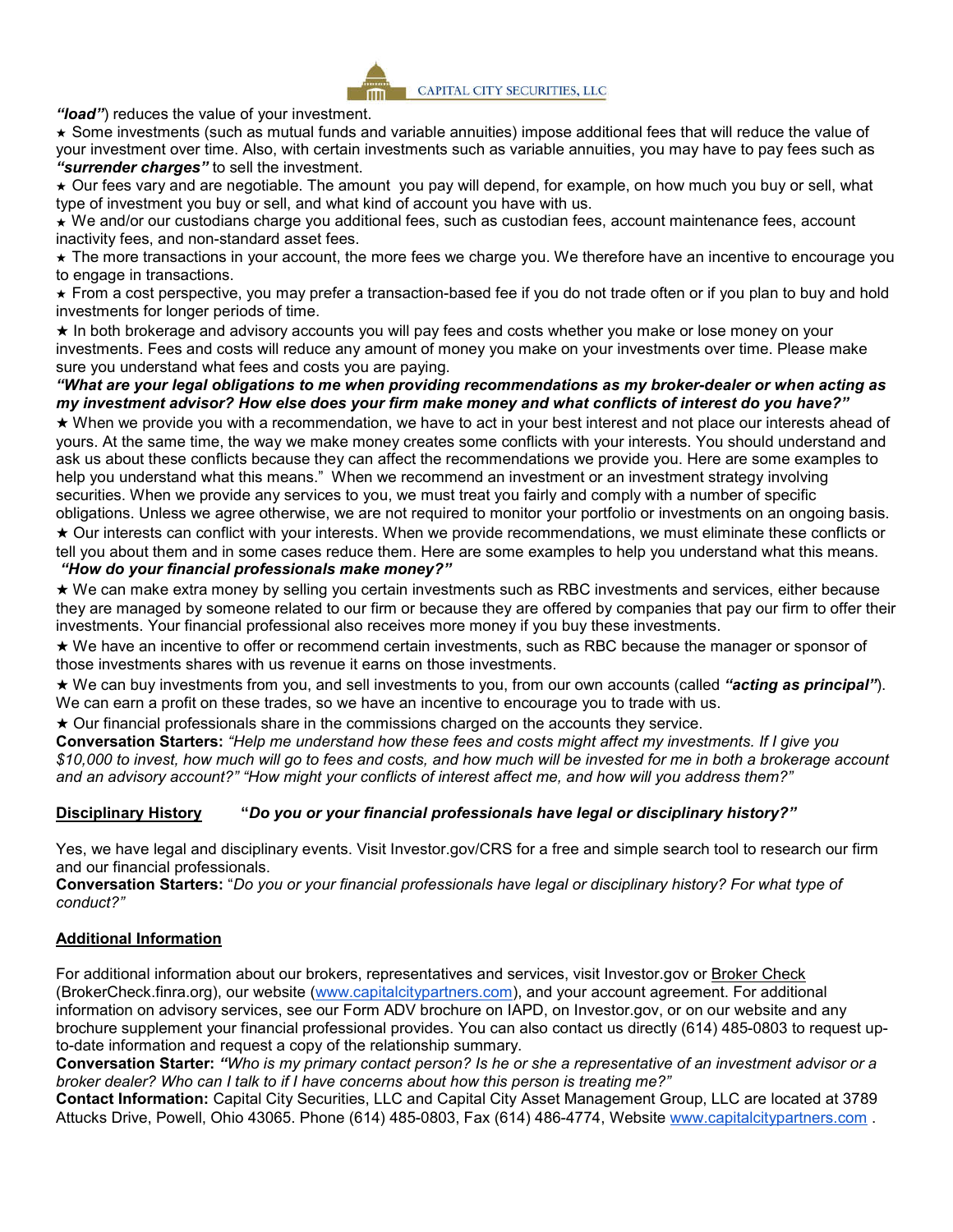***"load"***) reduces the value of your investment.

★ Some investments (such as mutual funds and variable annuities) impose additional fees that will reduce the value of your investment over time. Also, with certain investments such as variable annuities, you may have to pay fees such as ***"surrender charges"*** to sell the investment.

★ Our fees vary and are negotiable. The amount you pay will depend, for example, on how much you buy or sell, what type of investment you buy or sell, and what kind of account you have with us.

★ We and/or our custodians charge you additional fees, such as custodian fees, account maintenance fees, account inactivity fees, and non-standard asset fees.

★ The more transactions in your account, the more fees we charge you. We therefore have an incentive to encourage you to engage in transactions.

★ From a cost perspective, you may prefer a transaction-based fee if you do not trade often or if you plan to buy and hold investments for longer periods of time.

★ In both brokerage and advisory accounts you will pay fees and costs whether you make or lose money on your investments. Fees and costs will reduce any amount of money you make on your investments over time. Please make sure you understand what fees and costs you are paying.

***"What are your legal obligations to me when providing recommendations as my broker-dealer or when acting as my investment advisor? How else does your firm make money and what conflicts of interest do you have?"***

★ When we provide you with a recommendation, we have to act in your best interest and not place our interests ahead of yours. At the same time, the way we make money creates some conflicts with your interests. You should understand and ask us about these conflicts because they can affect the recommendations we provide you. Here are some examples to help you understand what this means." When we recommend an investment or an investment strategy involving securities. When we provide any services to you, we must treat you fairly and comply with a number of specific obligations. Unless we agree otherwise, we are not required to monitor your portfolio or investments on an ongoing basis.

★ Our interests can conflict with your interests. When we provide recommendations, we must eliminate these conflicts or tell you about them and in some cases reduce them. Here are some examples to help you understand what this means.

***"How do your financial professionals make money?"***

★ We can make extra money by selling you certain investments such as RBC investments and services, either because they are managed by someone related to our firm or because they are offered by companies that pay our firm to offer their investments. Your financial professional also receives more money if you buy these investments.

★ We have an incentive to offer or recommend certain investments, such as RBC because the manager or sponsor of those investments shares with us revenue it earns on those investments.

★ We can buy investments from you, and sell investments to you, from our own accounts (called ***"acting as principal"***). We can earn a profit on these trades, so we have an incentive to encourage you to trade with us.

★ Our financial professionals share in the commissions charged on the accounts they service.

**Conversation Starters:** *"Help me understand how these fees and costs might affect my investments. If I give you $10,000 to invest, how much will go to fees and costs, and how much will be invested for me in both a brokerage account and an advisory account?" "How might your conflicts of interest affect me, and how will you address them?"*

**Disciplinary History** **"*Do you or your financial professionals have legal or disciplinary history?"***

Yes, we have legal and disciplinary events. Visit Investor.gov/CRS for a free and simple search tool to research our firm and our financial professionals.

**Conversation Starters:** "*Do you or your financial professionals have legal or disciplinary history? For what type of conduct?"*

**Additional Information**

For additional information about our brokers, representatives and services, visit Investor.gov or Broker Check (BrokerCheck.finra.org), our website (www.capitalcitypartners.com), and your account agreement. For additional information on advisory services, see our Form ADV brochure on IAPD, on Investor.gov, or on our website and any brochure supplement your financial professional provides. You can also contact us directly (614) 485-0803 to request up-to-date information and request a copy of the relationship summary.

**Conversation Starter:** ***"****Who is my primary contact person? Is he or she a representative of an investment advisor or a broker dealer? Who can I talk to if I have concerns about how this person is treating me?"*

**Contact Information:** Capital City Securities, LLC and Capital City Asset Management Group, LLC are located at 3789 Attucks Drive, Powell, Ohio 43065. Phone (614) 485-0803, Fax (614) 486-4774, Website www.capitalcitypartners.com .